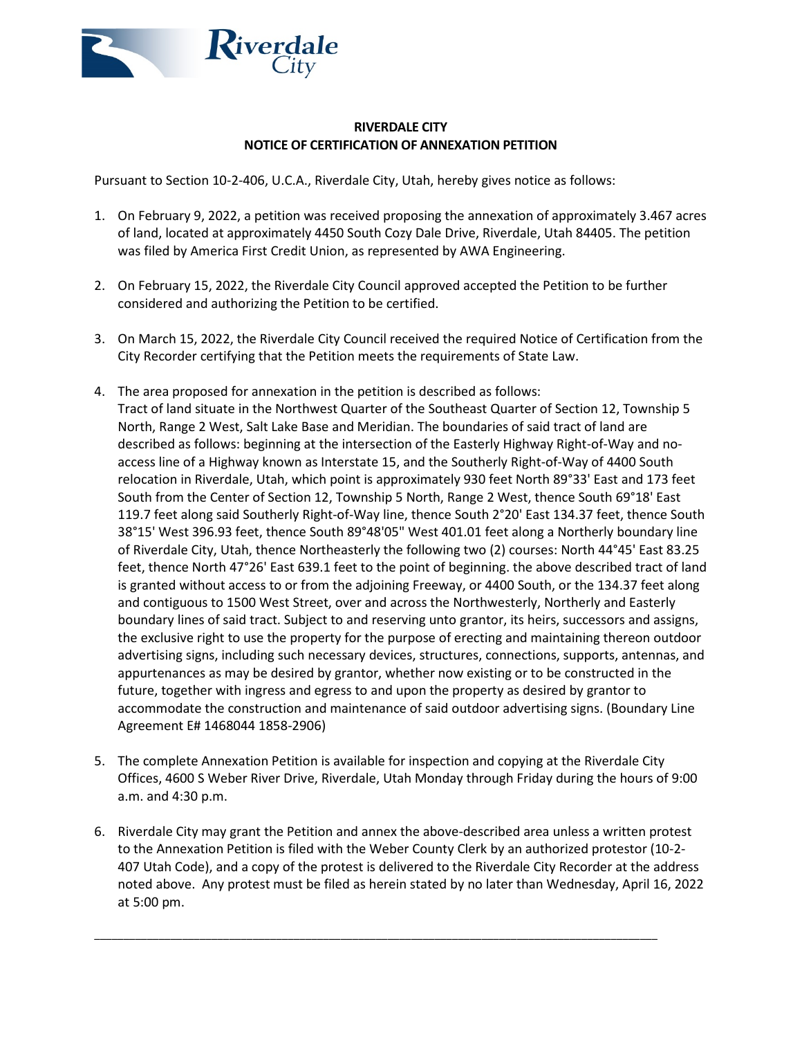**RIVERDALE CITY**
**NOTICE OF CERTIFICATION OF ANNEXATION PETITION**

Pursuant to Section 10-2-406, U.C.A., Riverdale City, Utah, hereby gives notice as follows:

1. On February 9, 2022, a petition was received proposing the annexation of approximately 3.467 acres of land, located at approximately 4450 South Cozy Dale Drive, Riverdale, Utah 84405. The petition was filed by America First Credit Union, as represented by AWA Engineering.

2. On February 15, 2022, the Riverdale City Council approved accepted the Petition to be further considered and authorizing the Petition to be certified.

3. On March 15, 2022, the Riverdale City Council received the required Notice of Certification from the City Recorder certifying that the Petition meets the requirements of State Law.

4. The area proposed for annexation in the petition is described as follows:
   Tract of land situate in the Northwest Quarter of the Southeast Quarter of Section 12, Township 5 North, Range 2 West, Salt Lake Base and Meridian. The boundaries of said tract of land are described as follows: beginning at the intersection of the Easterly Highway Right-of-Way and no-access line of a Highway known as Interstate 15, and the Southerly Right-of-Way of 4400 South relocation in Riverdale, Utah, which point is approximately 930 feet North 89°33' East and 173 feet South from the Center of Section 12, Township 5 North, Range 2 West, thence South 69°18' East 119.7 feet along said Southerly Right-of-Way line, thence South 2°20' East 134.37 feet, thence South 38°15' West 396.93 feet, thence South 89°48'05" West 401.01 feet along a Northerly boundary line of Riverdale City, Utah, thence Northeasterly the following two (2) courses: North 44°45' East 83.25 feet, thence North 47°26' East 639.1 feet to the point of beginning. the above described tract of land is granted without access to or from the adjoining Freeway, or 4400 South, or the 134.37 feet along and contiguous to 1500 West Street, over and across the Northwesterly, Northerly and Easterly boundary lines of said tract. Subject to and reserving unto grantor, its heirs, successors and assigns, the exclusive right to use the property for the purpose of erecting and maintaining thereon outdoor advertising signs, including such necessary devices, structures, connections, supports, antennas, and appurtenances as may be desired by grantor, whether now existing or to be constructed in the future, together with ingress and egress to and upon the property as desired by grantor to accommodate the construction and maintenance of said outdoor advertising signs. (Boundary Line Agreement E# 1468044 1858-2906)

5. The complete Annexation Petition is available for inspection and copying at the Riverdale City Offices, 4600 S Weber River Drive, Riverdale, Utah Monday through Friday during the hours of 9:00 a.m. and 4:30 p.m.

6. Riverdale City may grant the Petition and annex the above-described area unless a written protest to the Annexation Petition is filed with the Weber County Clerk by an authorized protestor (10-2-407 Utah Code), and a copy of the protest is delivered to the Riverdale City Recorder at the address noted above. Any protest must be filed as herein stated by no later than Wednesday, April 16, 2022 at 5:00 pm.

---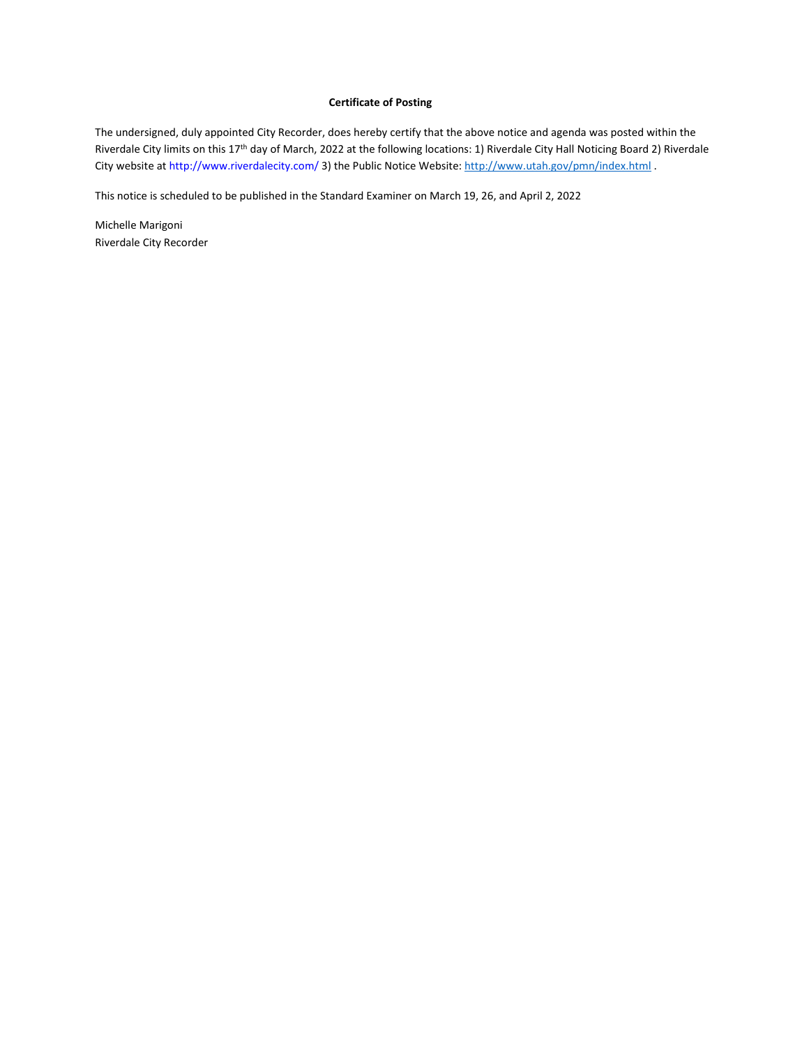**Certificate of Posting**

The undersigned, duly appointed City Recorder, does hereby certify that the above notice and agenda was posted within the Riverdale City limits on this 17th day of March, 2022 at the following locations: 1) Riverdale City Hall Noticing Board 2) Riverdale City website at http://www.riverdalecity.com/ 3) the Public Notice Website: http://www.utah.gov/pmn/index.html .

This notice is scheduled to be published in the Standard Examiner on March 19, 26, and April 2, 2022

Michelle Marigoni
Riverdale City Recorder